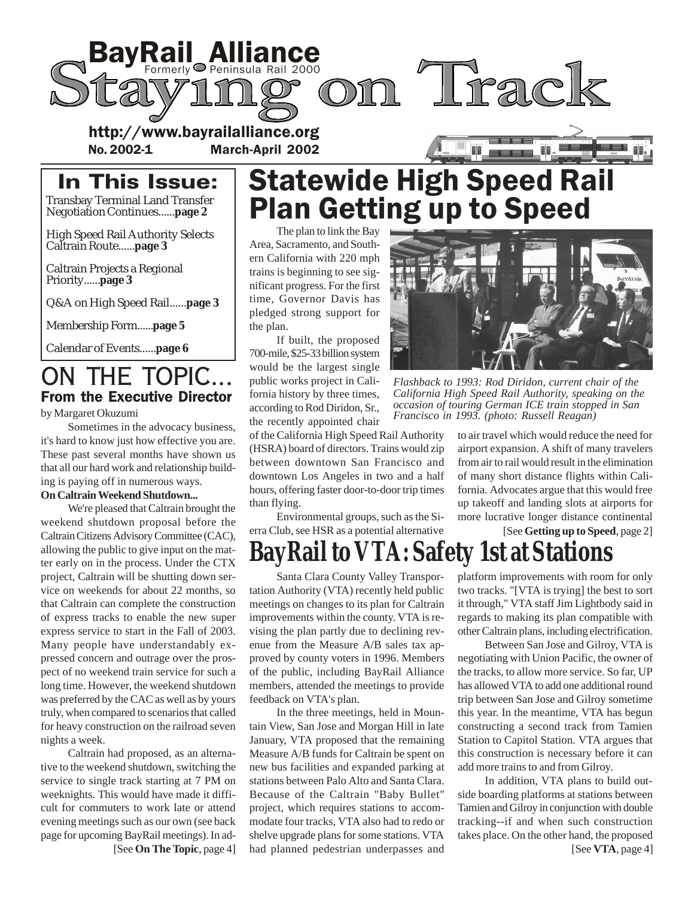# BayRail Alliance

Formerly Peninsula Rail 2000

# Staying on Track

http://www.bayrailalliance.org

**No. 2002-1** **March-April 2002**

## In This Issue:

Transbay Terminal Land Transfer Negotiation Continues......**page 2**

High Speed Rail Authority Selects Caltrain Route......**page 3**

Caltrain Projects a Regional Priority......**page 3**

Q&A on High Speed Rail......**page 3**

Membership Form......**page 5**

Calendar of Events......**page 6**

# Statewide High Speed Rail Plan Getting up to Speed

The plan to link the Bay Area, Sacramento, and Southern California with 220 mph trains is beginning to see significant progress. For the first time, Governor Davis has pledged strong support for the plan.

If built, the proposed 700-mile, $25-33 billion system would be the largest single public works project in California history by three times, according to Rod Diridon, Sr., the recently appointed chair of the California High Speed Rail Authority (HSRA) board of directors. Trains would zip between downtown San Francisco and downtown Los Angeles in two and a half hours, offering faster door-to-door trip times than flying.

*Flashback to 1993: Rod Diridon, current chair of the California High Speed Rail Authority, speaking on the occasion of touring German ICE train stopped in San Francisco in 1993. (photo: Russell Reagan)*

Environmental groups, such as the Sierra Club, see HSR as a potential alternative to air travel which would reduce the need for airport expansion. A shift of many travelers from air to rail would result in the elimination of many short distance flights within California. Advocates argue that this would free up takeoff and landing slots at airports for more lucrative longer distance continental

[See **Getting up to Speed**, page 2]

# BayRail to VTA: Safety 1st at Stations

Santa Clara County Valley Transportation Authority (VTA) recently held public meetings on changes to its plan for Caltrain improvements within the county. VTA is revising the plan partly due to declining revenue from the Measure A/B sales tax approved by county voters in 1996. Members of the public, including BayRail Alliance members, attended the meetings to provide feedback on VTA's plan.

In the three meetings, held in Mountain View, San Jose and Morgan Hill in late January, VTA proposed that the remaining Measure A/B funds for Caltrain be spent on new bus facilities and expanded parking at stations between Palo Alto and Santa Clara. Because of the Caltrain "Baby Bullet" project, which requires stations to accommodate four tracks, VTA also had to redo or shelve upgrade plans for some stations. VTA had planned pedestrian underpasses and platform improvements with room for only two tracks. "[VTA is trying] the best to sort it through," VTA staff Jim Lightbody said in regards to making its plan compatible with other Caltrain plans, including electrification.

Between San Jose and Gilroy, VTA is negotiating with Union Pacific, the owner of the tracks, to allow more service. So far, UP has allowed VTA to add one additional round trip between San Jose and Gilroy sometime this year. In the meantime, VTA has begun constructing a second track from Tamien Station to Capitol Station. VTA argues that this construction is necessary before it can add more trains to and from Gilroy.

In addition, VTA plans to build outside boarding platforms at stations between Tamien and Gilroy in conjunction with double tracking--if and when such construction takes place. On the other hand, the proposed

[See **VTA**, page 4]

# ON THE TOPIC...

### From the Executive Director

by Margaret Okuzumi

Sometimes in the advocacy business, it's hard to know just how effective you are. These past several months have shown us that all our hard work and relationship building is paying off in numerous ways.

**On Caltrain Weekend Shutdown...**

We're pleased that Caltrain brought the weekend shutdown proposal before the Caltrain Citizens Advisory Committee (CAC), allowing the public to give input on the matter early on in the process. Under the CTX project, Caltrain will be shutting down service on weekends for about 22 months, so that Caltrain can complete the construction of express tracks to enable the new super express service to start in the Fall of 2003. Many people have understandably expressed concern and outrage over the prospect of no weekend train service for such a long time. However, the weekend shutdown was preferred by the CAC as well as by yours truly, when compared to scenarios that called for heavy construction on the railroad seven nights a week.

Caltrain had proposed, as an alternative to the weekend shutdown, switching the service to single track starting at 7 PM on weeknights. This would have made it difficult for commuters to work late or attend evening meetings such as our own (see back page for upcoming BayRail meetings). In ad-

[See **On The Topic**, page 4]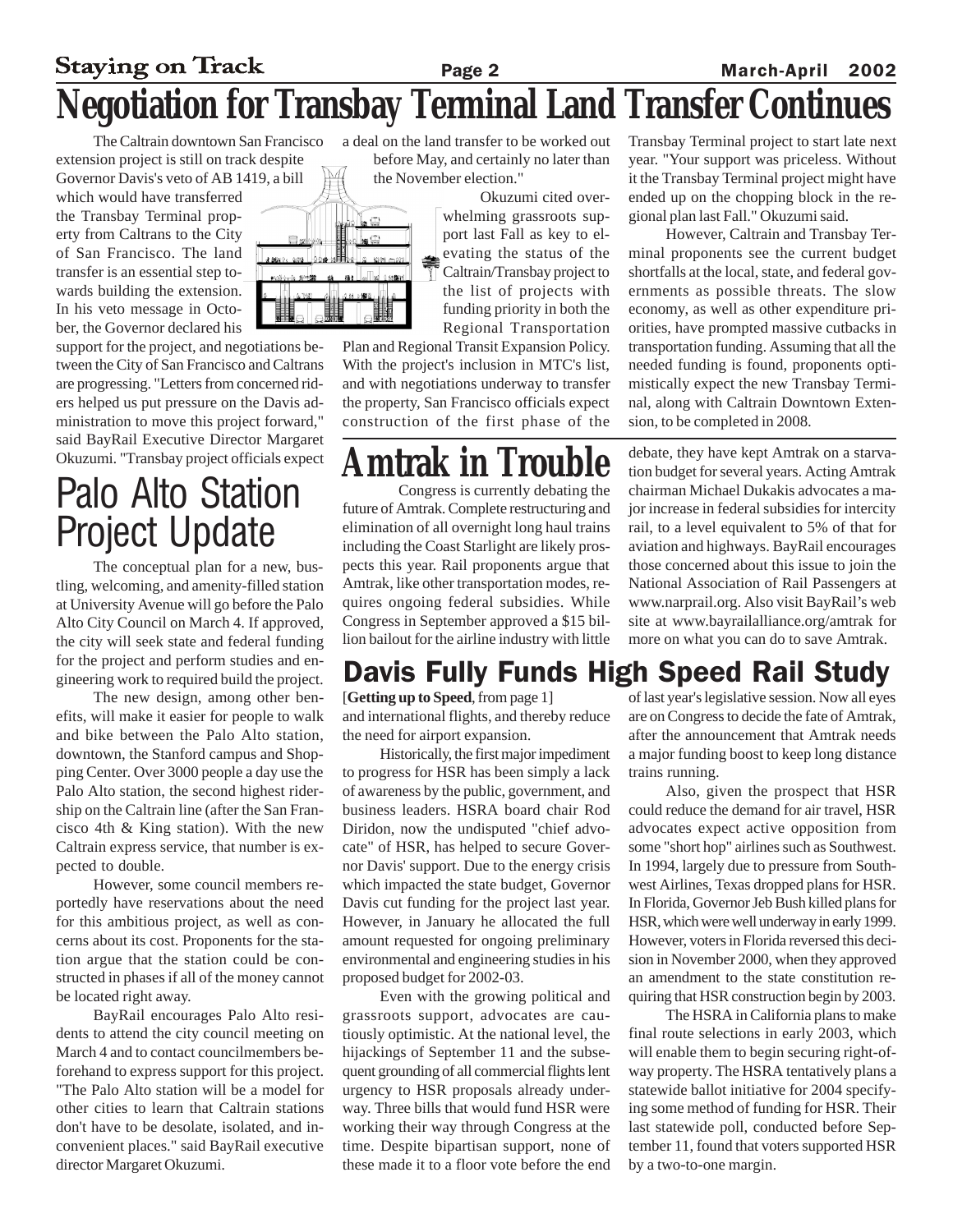# Negotiation for Transbay Terminal Land Transfer Continues

The Caltrain downtown San Francisco extension project is still on track despite Governor Davis's veto of AB 1419, a bill which would have transferred the Transbay Terminal property from Caltrans to the City of San Francisco. The land transfer is an essential step towards building the extension. In his veto message in October, the Governor declared his support for the project, and negotiations between the City of San Francisco and Caltrans are progressing. "Letters from concerned riders helped us put pressure on the Davis administration to move this project forward," said BayRail Executive Director Margaret Okuzumi. "Transbay project officials expect a deal on the land transfer to be worked out before May, and certainly no later than the November election."

Okuzumi cited overwhelming grassroots support last Fall as key to elevating the status of the Caltrain/Transbay project to the list of projects with funding priority in both the Regional Transportation Plan and Regional Transit Expansion Policy. With the project's inclusion in MTC's list, and with negotiations underway to transfer the property, San Francisco officials expect construction of the first phase of the Transbay Terminal project to start late next year. "Your support was priceless. Without it the Transbay Terminal project might have ended up on the chopping block in the regional plan last Fall." Okuzumi said.

However, Caltrain and Transbay Terminal proponents see the current budget shortfalls at the local, state, and federal governments as possible threats. The slow economy, as well as other expenditure priorities, have prompted massive cutbacks in transportation funding. Assuming that all the needed funding is found, proponents optimistically expect the new Transbay Terminal, along with Caltrain Downtown Extension, to be completed in 2008.

# Palo Alto Station Project Update

The conceptual plan for a new, bustling, welcoming, and amenity-filled station at University Avenue will go before the Palo Alto City Council on March 4. If approved, the city will seek state and federal funding for the project and perform studies and engineering work to required build the project.

The new design, among other benefits, will make it easier for people to walk and bike between the Palo Alto station, downtown, the Stanford campus and Shopping Center. Over 3000 people a day use the Palo Alto station, the second highest ridership on the Caltrain line (after the San Francisco 4th & King station). With the new Caltrain express service, that number is expected to double.

However, some council members reportedly have reservations about the need for this ambitious project, as well as concerns about its cost. Proponents for the station argue that the station could be constructed in phases if all of the money cannot be located right away.

BayRail encourages Palo Alto residents to attend the city council meeting on March 4 and to contact councilmembers beforehand to express support for this project. "The Palo Alto station will be a model for other cities to learn that Caltrain stations don't have to be desolate, isolated, and inconvenient places." said BayRail executive director Margaret Okuzumi.

# Amtrak in Trouble

Congress is currently debating the future of Amtrak. Complete restructuring and elimination of all overnight long haul trains including the Coast Starlight are likely prospects this year. Rail proponents argue that Amtrak, like other transportation modes, requires ongoing federal subsidies. While Congress in September approved a $15 billion bailout for the airline industry with little debate, they have kept Amtrak on a starvation budget for several years. Acting Amtrak chairman Michael Dukakis advocates a major increase in federal subsidies for intercity rail, to a level equivalent to 5% of that for aviation and highways. BayRail encourages those concerned about this issue to join the National Association of Rail Passengers at www.narprail.org. Also visit BayRail's web site at www.bayrailalliance.org/amtrak for more on what you can do to save Amtrak.

# Davis Fully Funds High Speed Rail Study

[**Getting up to Speed**, from page 1]
and international flights, and thereby reduce the need for airport expansion.

Historically, the first major impediment to progress for HSR has been simply a lack of awareness by the public, government, and business leaders. HSRA board chair Rod Diridon, now the undisputed "chief advocate" of HSR, has helped to secure Governor Davis' support. Due to the energy crisis which impacted the state budget, Governor Davis cut funding for the project last year. However, in January he allocated the full amount requested for ongoing preliminary environmental and engineering studies in his proposed budget for 2002-03.

Even with the growing political and grassroots support, advocates are cautiously optimistic. At the national level, the hijackings of September 11 and the subsequent grounding of all commercial flights lent urgency to HSR proposals already underway. Three bills that would fund HSR were working their way through Congress at the time. Despite bipartisan support, none of these made it to a floor vote before the end of last year's legislative session. Now all eyes are on Congress to decide the fate of Amtrak, after the announcement that Amtrak needs a major funding boost to keep long distance trains running.

Also, given the prospect that HSR could reduce the demand for air travel, HSR advocates expect active opposition from some "short hop" airlines such as Southwest. In 1994, largely due to pressure from Southwest Airlines, Texas dropped plans for HSR. In Florida, Governor Jeb Bush killed plans for HSR, which were well underway in early 1999. However, voters in Florida reversed this decision in November 2000, when they approved an amendment to the state constitution requiring that HSR construction begin by 2003.

The HSRA in California plans to make final route selections in early 2003, which will enable them to begin securing right-of-way property. The HSRA tentatively plans a statewide ballot initiative for 2004 specifying some method of funding for HSR. Their last statewide poll, conducted before September 11, found that voters supported HSR by a two-to-one margin.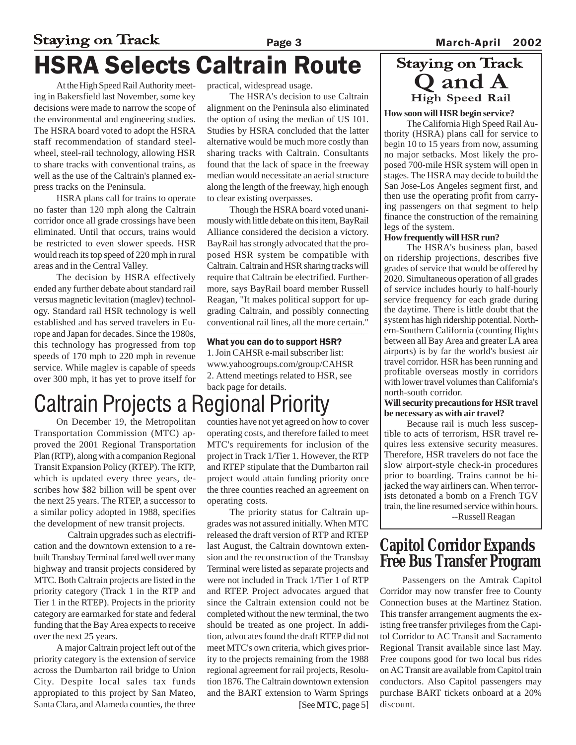# HSRA Selects Caltrain Route

At the High Speed Rail Authority meeting in Bakersfield last November, some key decisions were made to narrow the scope of the environmental and engineering studies. The HSRA board voted to adopt the HSRA staff recommendation of standard steel-wheel, steel-rail technology, allowing HSR to share tracks with conventional trains, as well as the use of the Caltrain's planned express tracks on the Peninsula.

HSRA plans call for trains to operate no faster than 120 mph along the Caltrain corridor once all grade crossings have been eliminated. Until that occurs, trains would be restricted to even slower speeds. HSR would reach its top speed of 220 mph in rural areas and in the Central Valley.

The decision by HSRA effectively ended any further debate about standard rail versus magnetic levitation (maglev) technology. Standard rail HSR technology is well established and has served travelers in Europe and Japan for decades. Since the 1980s, this technology has progressed from top speeds of 170 mph to 220 mph in revenue service. While maglev is capable of speeds over 300 mph, it has yet to prove itself for practical, widespread usage.

The HSRA's decision to use Caltrain alignment on the Peninsula also eliminated the option of using the median of US 101. Studies by HSRA concluded that the latter alternative would be much more costly than sharing tracks with Caltrain. Consultants found that the lack of space in the freeway median would necessitate an aerial structure along the length of the freeway, high enough to clear existing overpasses.

Though the HSRA board voted unanimously with little debate on this item, BayRail Alliance considered the decision a victory. BayRail has strongly advocated that the proposed HSR system be compatible with Caltrain. Caltrain and HSR sharing tracks will require that Caltrain be electrified. Furthermore, says BayRail board member Russell Reagan, "It makes political support for upgrading Caltrain, and possibly connecting conventional rail lines, all the more certain."

**What you can do to support HSR?**

1. Join CAHSR e-mail subscriber list: www.yahoogroups.com/group/CAHSR
2. Attend meetings related to HSR, see back page for details.

# Caltrain Projects a Regional Priority

On December 19, the Metropolitan Transportation Commission (MTC) approved the 2001 Regional Transportation Plan (RTP), along with a companion Regional Transit Expansion Policy (RTEP). The RTP, which is updated every three years, describes how $82 billion will be spent over the next 25 years. The RTEP, a successor to a similar policy adopted in 1988, specifies the development of new transit projects.

Caltrain upgrades such as electrification and the downtown extension to a rebuilt Transbay Terminal fared well over many highway and transit projects considered by MTC. Both Caltrain projects are listed in the priority category (Track 1 in the RTP and Tier 1 in the RTEP). Projects in the priority category are earmarked for state and federal funding that the Bay Area expects to receive over the next 25 years.

A major Caltrain project left out of the priority category is the extension of service across the Dumbarton rail bridge to Union City. Despite local sales tax funds appropiated to this project by San Mateo, Santa Clara, and Alameda counties, the three counties have not yet agreed on how to cover operating costs, and therefore failed to meet MTC's requirements for inclusion of the project in Track 1/Tier 1. However, the RTP and RTEP stipulate that the Dumbarton rail project would attain funding priority once the three counties reached an agreement on operating costs.

The priority status for Caltrain upgrades was not assured initially. When MTC released the draft version of RTP and RTEP last August, the Caltrain downtown extension and the reconstruction of the Transbay Terminal were listed as separate projects and were not included in Track 1/Tier 1 of RTP and RTEP. Project advocates argued that since the Caltrain extension could not be completed without the new terminal, the two should be treated as one project. In addition, advocates found the draft RTEP did not meet MTC's own criteria, which gives priority to the projects remaining from the 1988 regional agreement for rail projects, Resolution 1876. The Caltrain downtown extension and the BART extension to Warm Springs

[See **MTC**, page 5]

## Staying on Track Q and A High Speed Rail

**How soon will HSR begin service?**

The California High Speed Rail Authority (HSRA) plans call for service to begin 10 to 15 years from now, assuming no major setbacks. Most likely the proposed 700-mile HSR system will open in stages. The HSRA may decide to build the San Jose-Los Angeles segment first, and then use the operating profit from carrying passengers on that segment to help finance the construction of the remaining legs of the system.

**How frequently will HSR run?**

The HSRA's business plan, based on ridership projections, describes five grades of service that would be offered by 2020. Simultaneous operation of all grades of service includes hourly to half-hourly service frequency for each grade during the daytime. There is little doubt that the system has high ridership potential. Northern-Southern California (counting flights between all Bay Area and greater LA area airports) is by far the world's busiest air travel corridor. HSR has been running and profitable overseas mostly in corridors with lower travel volumes than California's north-south corridor.

**Will security precautions for HSR travel be necessary as with air travel?**

Because rail is much less susceptible to acts of terrorism, HSR travel requires less extensive security measures. Therefore, HSR travelers do not face the slow airport-style check-in procedures prior to boarding. Trains cannot be hijacked the way airliners can. When terrorists detonated a bomb on a French TGV train, the line resumed service within hours.

--Russell Reagan

# Capitol Corridor Expands Free Bus Transfer Program

Passengers on the Amtrak Capitol Corridor may now transfer free to County Connection buses at the Martinez Station. This transfer arrangement augments the existing free transfer privileges from the Capitol Corridor to AC Transit and Sacramento Regional Transit available since last May. Free coupons good for two local bus rides on AC Transit are available from Capitol train conductors. Also Capitol passengers may purchase BART tickets onboard at a 20% discount.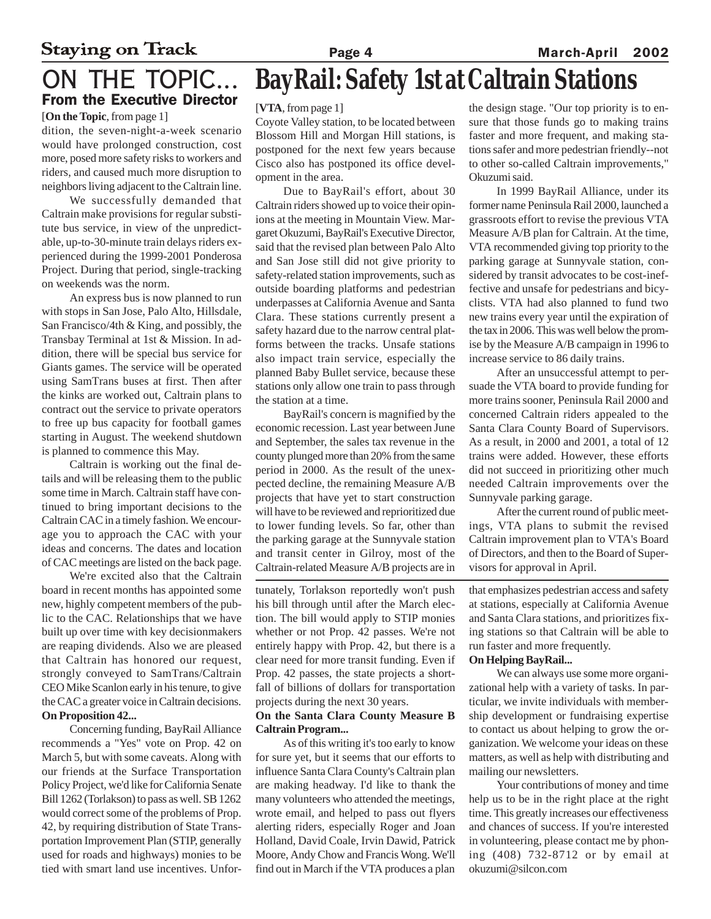# ON THE TOPIC...

## From the Executive Director

[**On the Topic**, from page 1]

dition, the seven-night-a-week scenario would have prolonged construction, cost more, posed more safety risks to workers and riders, and caused much more disruption to neighbors living adjacent to the Caltrain line.

We successfully demanded that Caltrain make provisions for regular substitute bus service, in view of the unpredictable, up-to-30-minute train delays riders experienced during the 1999-2001 Ponderosa Project. During that period, single-tracking on weekends was the norm.

An express bus is now planned to run with stops in San Jose, Palo Alto, Hillsdale, San Francisco/4th & King, and possibly, the Transbay Terminal at 1st & Mission. In addition, there will be special bus service for Giants games. The service will be operated using SamTrans buses at first. Then after the kinks are worked out, Caltrain plans to contract out the service to private operators to free up bus capacity for football games starting in August. The weekend shutdown is planned to commence this May.

Caltrain is working out the final details and will be releasing them to the public some time in March. Caltrain staff have continued to bring important decisions to the Caltrain CAC in a timely fashion. We encourage you to approach the CAC with your ideas and concerns. The dates and location of CAC meetings are listed on the back page.

We're excited also that the Caltrain board in recent months has appointed some new, highly competent members of the public to the CAC. Relationships that we have built up over time with key decisionmakers are reaping dividends. Also we are pleased that Caltrain has honored our request, strongly conveyed to SamTrans/Caltrain CEO Mike Scanlon early in his tenure, to give the CAC a greater voice in Caltrain decisions.

**On Proposition 42...**

Concerning funding, BayRail Alliance recommends a "Yes" vote on Prop. 42 on March 5, but with some caveats. Along with our friends at the Surface Transportation Policy Project, we'd like for California Senate Bill 1262 (Torlakson) to pass as well. SB 1262 would correct some of the problems of Prop. 42, by requiring distribution of State Transportation Improvement Plan (STIP, generally used for roads and highways) monies to be tied with smart land use incentives. Unfortunately, Torlakson reportedly won't push his bill through until after the March election. The bill would apply to STIP monies whether or not Prop. 42 passes. We're not entirely happy with Prop. 42, but there is a clear need for more transit funding. Even if Prop. 42 passes, the state projects a shortfall of billions of dollars for transportation projects during the next 30 years.

**On the Santa Clara County Measure B Caltrain Program...**

As of this writing it's too early to know for sure yet, but it seems that our efforts to influence Santa Clara County's Caltrain plan are making headway. I'd like to thank the many volunteers who attended the meetings, wrote email, and helped to pass out flyers alerting riders, especially Roger and Joan Holland, David Coale, Irvin Dawid, Patrick Moore, Andy Chow and Francis Wong. We'll find out in March if the VTA produces a plan that emphasizes pedestrian access and safety at stations, especially at California Avenue and Santa Clara stations, and prioritizes fixing stations so that Caltrain will be able to run faster and more frequently.

**On Helping BayRail...**

We can always use some more organizational help with a variety of tasks. In particular, we invite individuals with membership development or fundraising expertise to contact us about helping to grow the organization. We welcome your ideas on these matters, as well as help with distributing and mailing our newsletters.

Your contributions of money and time help us to be in the right place at the right time. This greatly increases our effectiveness and chances of success. If you're interested in volunteering, please contact me by phoning (408) 732-8712 or by email at okuzumi@silcon.com

# BayRail: Safety 1st at Caltrain Stations

[**VTA**, from page 1]

Coyote Valley station, to be located between Blossom Hill and Morgan Hill stations, is postponed for the next few years because Cisco also has postponed its office development in the area.

Due to BayRail's effort, about 30 Caltrain riders showed up to voice their opinions at the meeting in Mountain View. Margaret Okuzumi, BayRail's Executive Director, said that the revised plan between Palo Alto and San Jose still did not give priority to safety-related station improvements, such as outside boarding platforms and pedestrian underpasses at California Avenue and Santa Clara. These stations currently present a safety hazard due to the narrow central platforms between the tracks. Unsafe stations also impact train service, especially the planned Baby Bullet service, because these stations only allow one train to pass through the station at a time.

BayRail's concern is magnified by the economic recession. Last year between June and September, the sales tax revenue in the county plunged more than 20% from the same period in 2000. As the result of the unexpected decline, the remaining Measure A/B projects that have yet to start construction will have to be reviewed and reprioritized due to lower funding levels. So far, other than the parking garage at the Sunnyvale station and transit center in Gilroy, most of the Caltrain-related Measure A/B projects are in the design stage. "Our top priority is to ensure that those funds go to making trains faster and more frequent, and making stations safer and more pedestrian friendly--not to other so-called Caltrain improvements," Okuzumi said.

In 1999 BayRail Alliance, under its former name Peninsula Rail 2000, launched a grassroots effort to revise the previous VTA Measure A/B plan for Caltrain. At the time, VTA recommended giving top priority to the parking garage at Sunnyvale station, considered by transit advocates to be cost-ineffective and unsafe for pedestrians and bicyclists. VTA had also planned to fund two new trains every year until the expiration of the tax in 2006. This was well below the promise by the Measure A/B campaign in 1996 to increase service to 86 daily trains.

After an unsuccessful attempt to persuade the VTA board to provide funding for more trains sooner, Peninsula Rail 2000 and concerned Caltrain riders appealed to the Santa Clara County Board of Supervisors. As a result, in 2000 and 2001, a total of 12 trains were added. However, these efforts did not succeed in prioritizing other much needed Caltrain improvements over the Sunnyvale parking garage.

After the current round of public meetings, VTA plans to submit the revised Caltrain improvement plan to VTA's Board of Directors, and then to the Board of Supervisors for approval in April.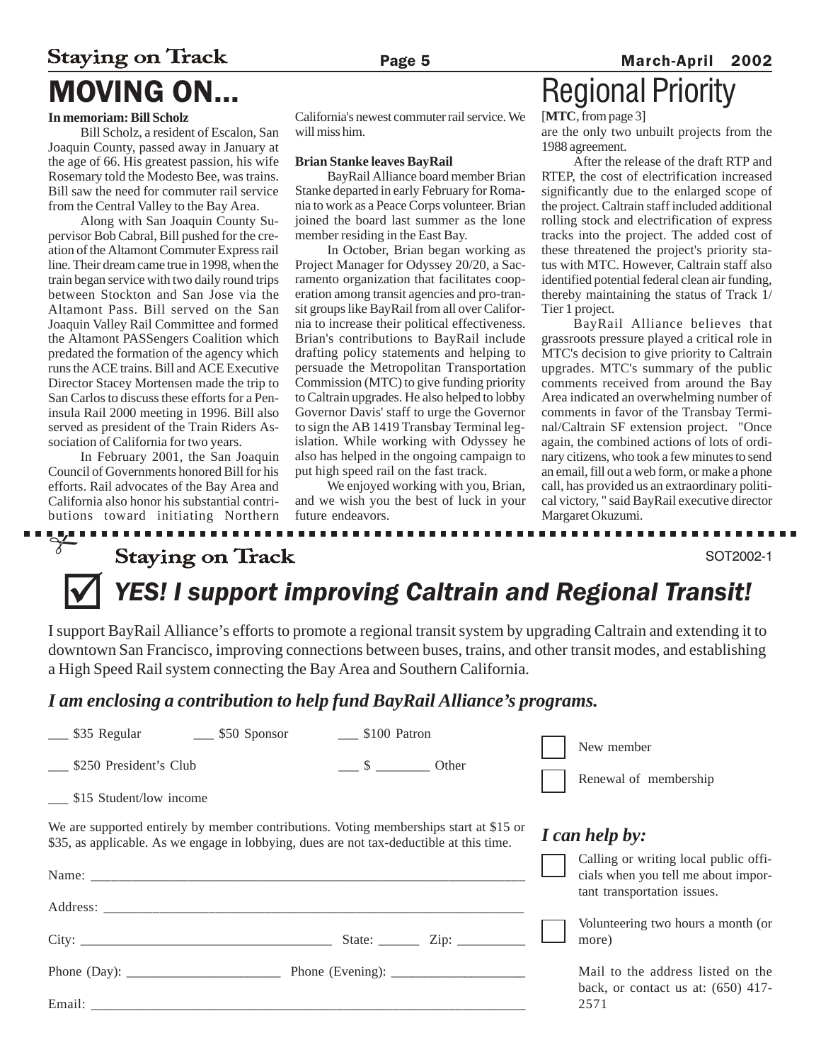# MOVING ON...

**In memoriam: Bill Scholz**

Bill Scholz, a resident of Escalon, San Joaquin County, passed away in January at the age of 66. His greatest passion, his wife Rosemary told the Modesto Bee, was trains. Bill saw the need for commuter rail service from the Central Valley to the Bay Area.

Along with San Joaquin County Supervisor Bob Cabral, Bill pushed for the creation of the Altamont Commuter Express rail line. Their dream came true in 1998, when the train began service with two daily round trips between Stockton and San Jose via the Altamont Pass. Bill served on the San Joaquin Valley Rail Committee and formed the Altamont PASSengers Coalition which predated the formation of the agency which runs the ACE trains. Bill and ACE Executive Director Stacey Mortensen made the trip to San Carlos to discuss these efforts for a Peninsula Rail 2000 meeting in 1996. Bill also served as president of the Train Riders Association of California for two years.

In February 2001, the San Joaquin Council of Governments honored Bill for his efforts. Rail advocates of the Bay Area and California also honor his substantial contributions toward initiating Northern California's newest commuter rail service. We will miss him.

**Brian Stanke leaves BayRail**

BayRail Alliance board member Brian Stanke departed in early February for Romania to work as a Peace Corps volunteer. Brian joined the board last summer as the lone member residing in the East Bay.

In October, Brian began working as Project Manager for Odyssey 20/20, a Sacramento organization that facilitates cooperation among transit agencies and pro-transit groups like BayRail from all over California to increase their political effectiveness. Brian's contributions to BayRail include drafting policy statements and helping to persuade the Metropolitan Transportation Commission (MTC) to give funding priority to Caltrain upgrades. He also helped to lobby Governor Davis' staff to urge the Governor to sign the AB 1419 Transbay Terminal legislation. While working with Odyssey he also has helped in the ongoing campaign to put high speed rail on the fast track.

We enjoyed working with you, Brian, and we wish you the best of luck in your future endeavors.

# Regional Priority

[**MTC**, from page 3]

are the only two unbuilt projects from the 1988 agreement.

After the release of the draft RTP and RTEP, the cost of electrification increased significantly due to the enlarged scope of the project. Caltrain staff included additional rolling stock and electrification of express tracks into the project. The added cost of these threatened the project's priority status with MTC. However, Caltrain staff also identified potential federal clean air funding, thereby maintaining the status of Track 1/Tier 1 project.

BayRail Alliance believes that grassroots pressure played a critical role in MTC's decision to give priority to Caltrain upgrades. MTC's summary of the public comments received from around the Bay Area indicated an overwhelming number of comments in favor of the Transbay Terminal/Caltrain SF extension project. "Once again, the combined actions of lots of ordinary citizens, who took a few minutes to send an email, fill out a web form, or make a phone call, has provided us an extraordinary political victory," said BayRail executive director Margaret Okuzumi.

---

**Staying on Track** SOT2002-1

## ☑ *YES! I support improving Caltrain and Regional Transit!*

I support BayRail Alliance's efforts to promote a regional transit system by upgrading Caltrain and extending it to downtown San Francisco, improving connections between buses, trains, and other transit modes, and establishing a High Speed Rail system connecting the Bay Area and Southern California.

### *I am enclosing a contribution to help fund BayRail Alliance's programs.*

___ $35 Regular ___ $50 Sponsor ___ $100 Patron

___ $250 President's Club ___ $ ________ Other

___ $15 Student/low income

☐ New member

☐ Renewal of membership

We are supported entirely by member contributions. Voting memberships start at $15 or $35, as applicable. As we engage in lobbying, dues are not tax-deductible at this time.

Name: ____________________________________________

Address: __________________________________________

City: ___________________________ State: ______ Zip: __________

Phone (Day): ____________________ Phone (Evening): ____________________

Email: ____________________________________________

### *I can help by:*

☐ Calling or writing local public officials when you tell me about important transportation issues.

☐ Volunteering two hours a month (or more)

Mail to the address listed on the back, or contact us at: (650) 417-2571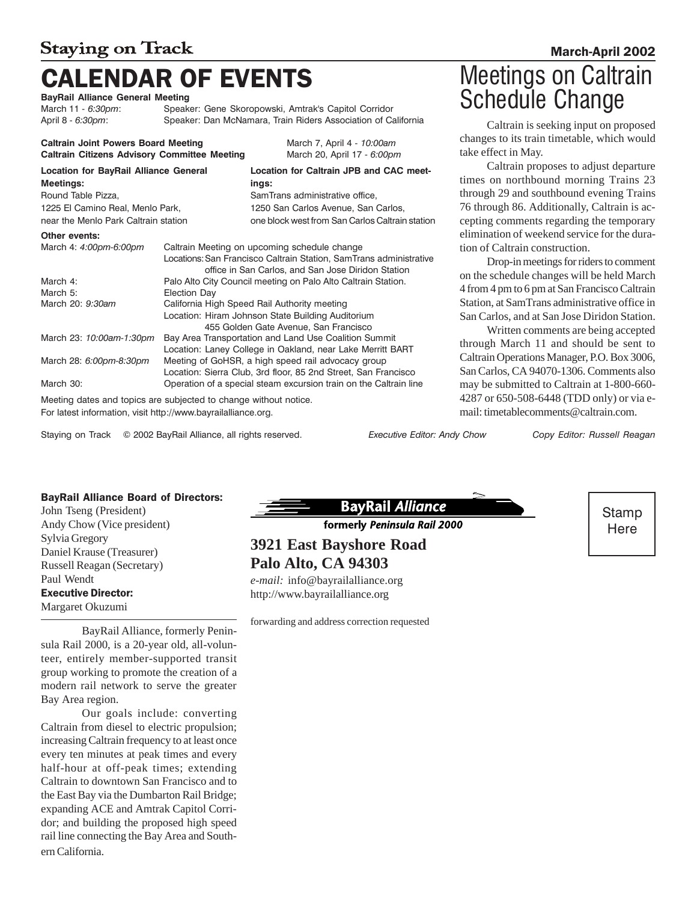# CALENDAR OF EVENTS

**BayRail Alliance General Meeting**

March 11 - *6:30pm*: Speaker: Gene Skoropowski, Amtrak's Capitol Corridor

April 8 - *6:30pm*: Speaker: Dan McNamara, Train Riders Association of California

**Caltrain Joint Powers Board Meeting** — March 7, April 4 - *10:00am*

**Caltrain Citizens Advisory Committee Meeting** — March 20, April 17 - *6:00pm*

**Location for BayRail Alliance General Meetings:**
Round Table Pizza,
1225 El Camino Real, Menlo Park,
near the Menlo Park Caltrain station

**Location for Caltrain JPB and CAC meetings:**
SamTrans administrative office,
1250 San Carlos Avenue, San Carlos,
one block west from San Carlos Caltrain station

**Other events:**

| | |
|---|---|
| March 4: *4:00pm-6:00pm* | Caltrain Meeting on upcoming schedule change<br>Locations: San Francisco Caltrain Station, SamTrans administrative office in San Carlos, and San Jose Diridon Station |
| March 4: | Palo Alto City Council meeting on Palo Alto Caltrain Station. |
| March 5: | Election Day |
| March 20: *9:30am* | California High Speed Rail Authority meeting<br>Location: Hiram Johnson State Building Auditorium 455 Golden Gate Avenue, San Francisco |
| March 23: *10:00am-1:30pm* | Bay Area Transportation and Land Use Coalition Summit<br>Location: Laney College in Oakland, near Lake Merritt BART |
| March 28: *6:00pm-8:30pm* | Meeting of GoHSR, a high speed rail advocacy group<br>Location: Sierra Club, 3rd floor, 85 2nd Street, San Francisco |
| March 30: | Operation of a special steam excursion train on the Caltrain line |

Meeting dates and topics are subjected to change without notice.
For latest information, visit http://www.bayrailalliance.org.

# Meetings on Caltrain Schedule Change

Caltrain is seeking input on proposed changes to its train timetable, which would take effect in May.

Caltrain proposes to adjust departure times on northbound morning Trains 23 through 29 and southbound evening Trains 76 through 86. Additionally, Caltrain is accepting comments regarding the temporary elimination of weekend service for the duration of Caltrain construction.

Drop-in meetings for riders to comment on the schedule changes will be held March 4 from 4 pm to 6 pm at San Francisco Caltrain Station, at SamTrans administrative office in San Carlos, and at San Jose Diridon Station.

Written comments are being accepted through March 11 and should be sent to Caltrain Operations Manager, P.O. Box 3006, San Carlos, CA 94070-1306. Comments also may be submitted to Caltrain at 1-800-660-4287 or 650-508-6448 (TDD only) or via e-mail: timetablecomments@caltrain.com.

Staying on Track © 2002 BayRail Alliance, all rights reserved. *Executive Editor: Andy Chow* *Copy Editor: Russell Reagan*

**BayRail Alliance Board of Directors:**
John Tseng (President)
Andy Chow (Vice president)
Sylvia Gregory
Daniel Krause (Treasurer)
Russell Reagan (Secretary)
Paul Wendt

**Executive Director:**
Margaret Okuzumi

BayRail Alliance, formerly Peninsula Rail 2000, is a 20-year old, all-volunteer, entirely member-supported transit group working to promote the creation of a modern rail network to serve the greater Bay Area region.

Our goals include: converting Caltrain from diesel to electric propulsion; increasing Caltrain frequency to at least once every ten minutes at peak times and every half-hour at off-peak times; extending Caltrain to downtown San Francisco and to the East Bay via the Dumbarton Rail Bridge; expanding ACE and Amtrak Capitol Corridor; and building the proposed high speed rail line connecting the Bay Area and Southern California.

**BayRail *Alliance***
**formerly *Peninsula Rail 2000***

**3921 East Bayshore Road**
**Palo Alto, CA 94303**

*e-mail:* info@bayrailalliance.org
http://www.bayrailalliance.org

forwarding and address correction requested

Stamp Here